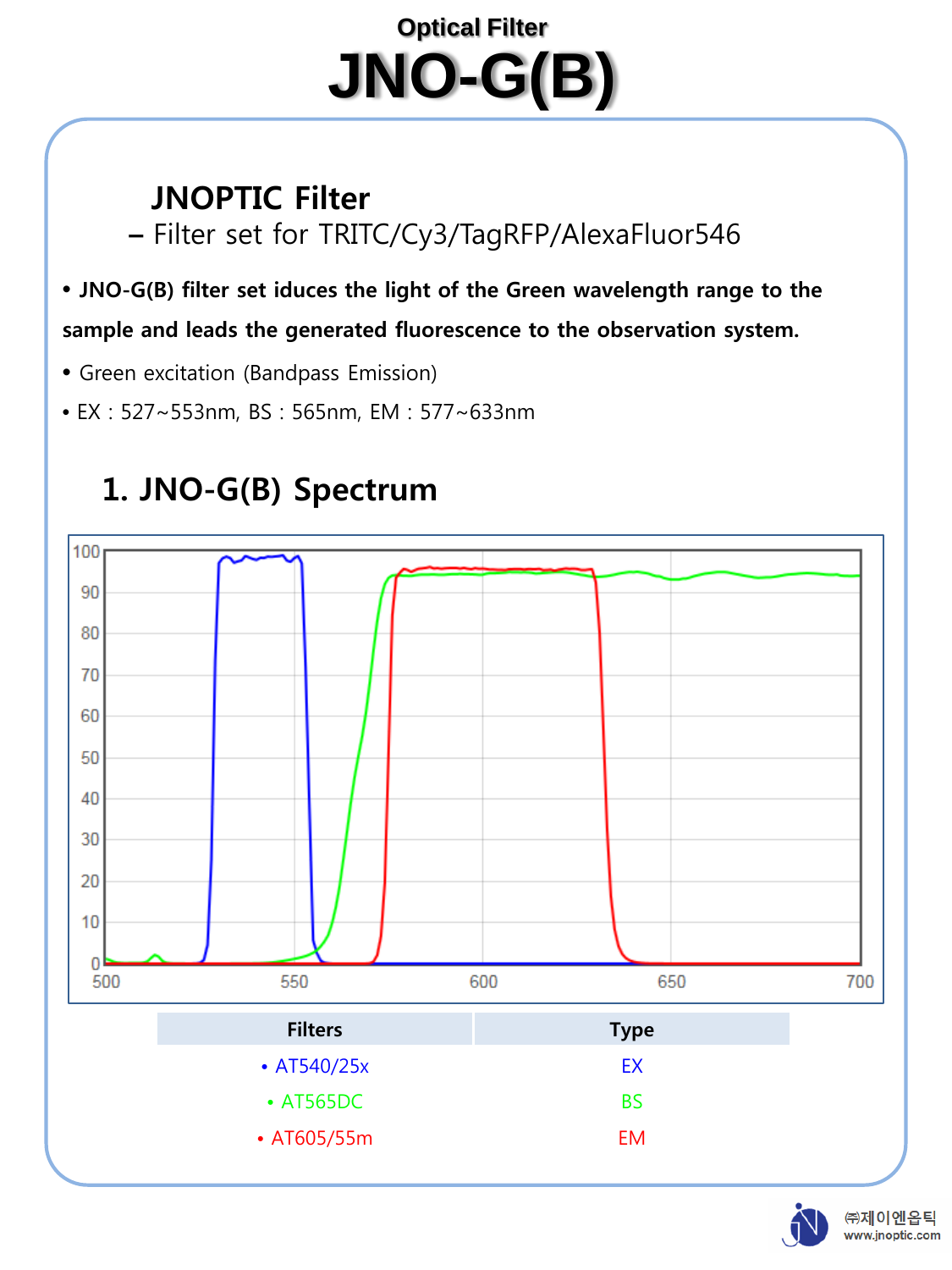Optical Filter

# JNO-G(B)

## JNOPTIC Filter

– Filter set for TRITC/Cy3/TagRFP/AlexaFluor546

- **JNO-G(B) filter set iduces the light of the Green wavelength range to the sample and leads the generated fluorescence to the observation system.**
- Green excitation (Bandpass Emission)
- EX : 527~553nm, BS : 565nm, EM : 577~633nm

## 1. JNO-G(B) Spectrum

| Filters | Type |
|---|---|
| • AT540/25x | EX |
| • AT565DC | BS |
| • AT605/55m | EM |

㈜제이엔옵틱
www.jnoptic.com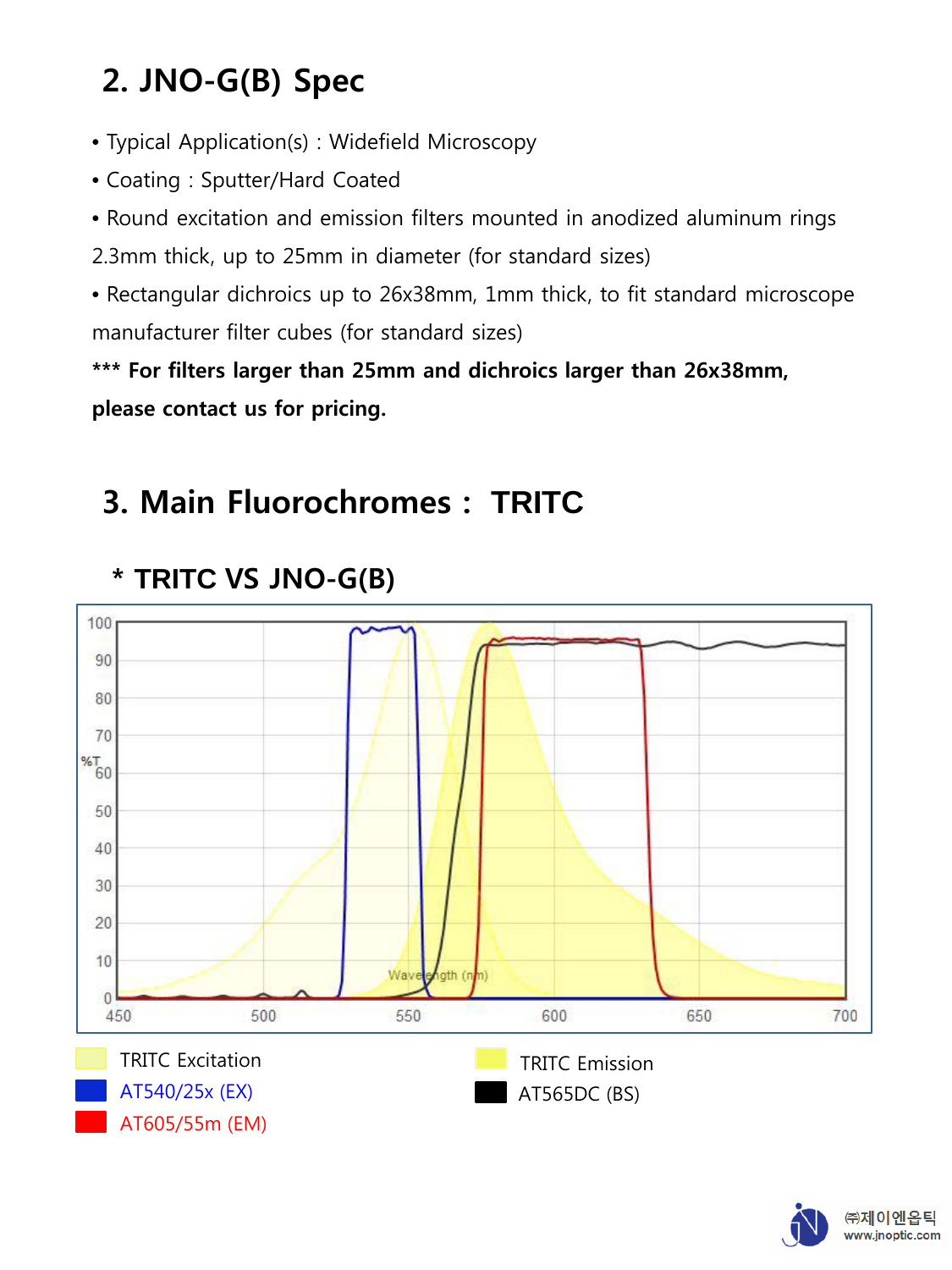## 2. JNO-G(B) Spec

- Typical Application(s) : Widefield Microscopy
- Coating : Sputter/Hard Coated
- Round excitation and emission filters mounted in anodized aluminum rings 2.3mm thick, up to 25mm in diameter (for standard sizes)
- Rectangular dichroics up to 26x38mm, 1mm thick, to fit standard microscope manufacturer filter cubes (for standard sizes)

**\*\*\* For filters larger than 25mm and dichroics larger than 26x38mm, please contact us for pricing.**

## 3. Main Fluorochromes : TRITC

### * TRITC VS JNO-G(B)

TRITC Excitation

TRITC Emission

AT540/25x (EX)

AT565DC (BS)

AT605/55m (EM)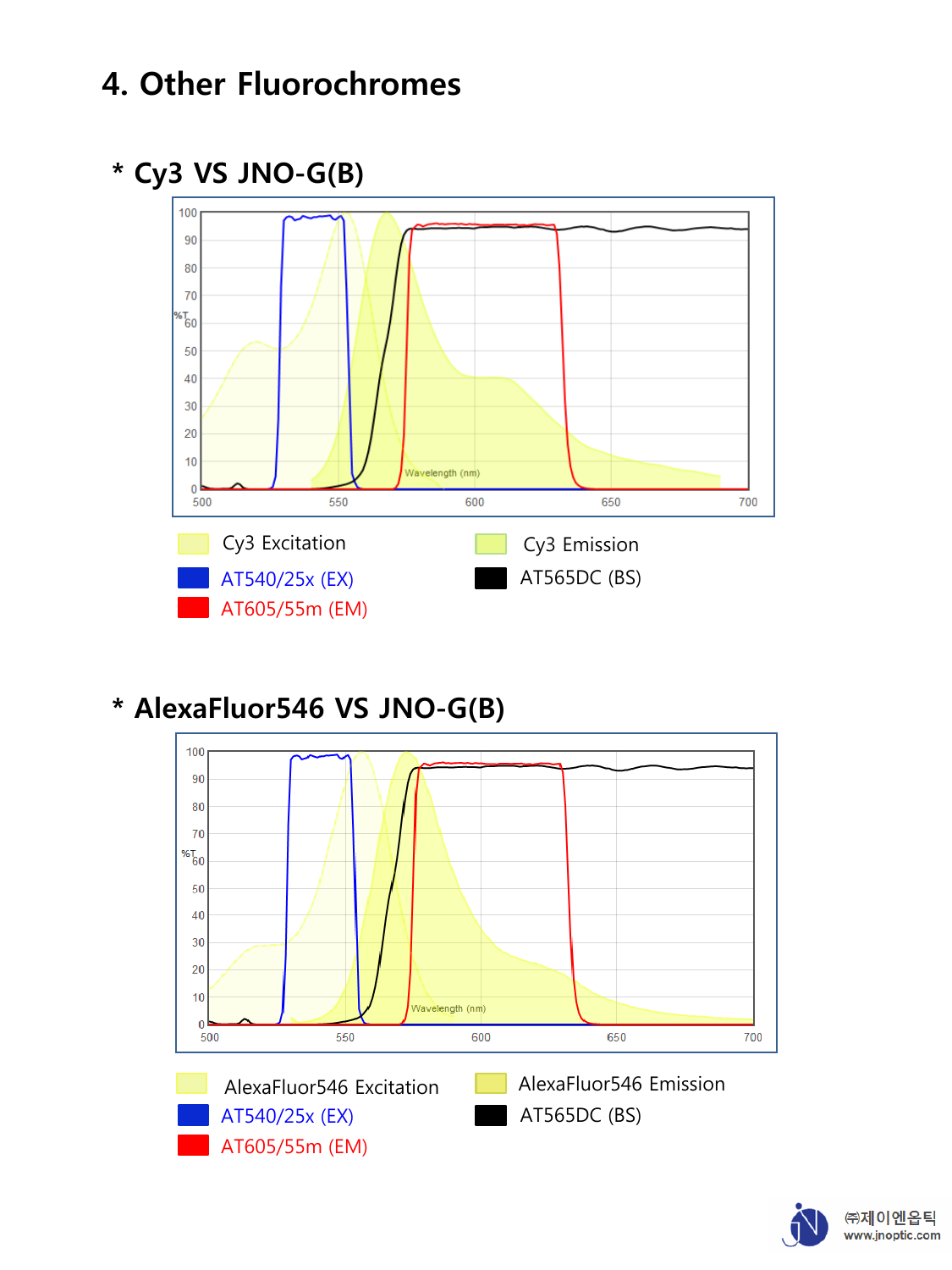# 4. Other Fluorochromes

## * Cy3 VS JNO-G(B)

Cy3 Excitation

Cy3 Emission

AT540/25x (EX)

AT565DC (BS)

AT605/55m (EM)

## * AlexaFluor546 VS JNO-G(B)

AlexaFluor546 Excitation

AlexaFluor546 Emission

AT540/25x (EX)

AT565DC (BS)

AT605/55m (EM)

㈜제이엔옵틱
www.jnoptic.com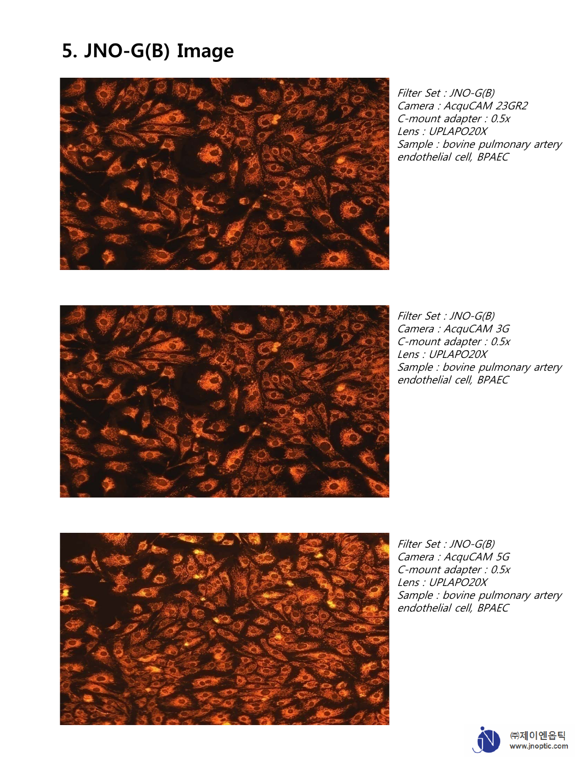# 5. JNO-G(B) Image

*Filter Set : JNO-G(B)*
*Camera : AcquCAM 23GR2*
*C-mount adapter : 0.5x*
*Lens : UPLAPO20X*
*Sample : bovine pulmonary artery endothelial cell, BPAEC*

*Filter Set : JNO-G(B)*
*Camera : AcquCAM 3G*
*C-mount adapter : 0.5x*
*Lens : UPLAPO20X*
*Sample : bovine pulmonary artery endothelial cell, BPAEC*

*Filter Set : JNO-G(B)*
*Camera : AcquCAM 5G*
*C-mount adapter : 0.5x*
*Lens : UPLAPO20X*
*Sample : bovine pulmonary artery endothelial cell, BPAEC*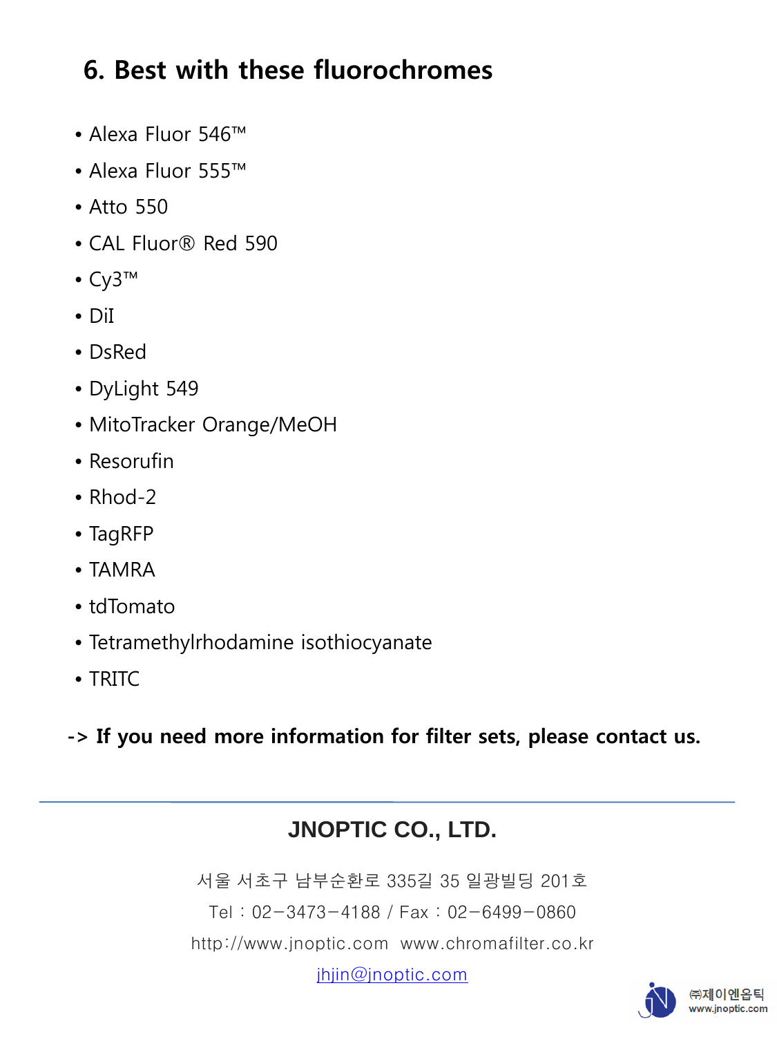## 6. Best with these fluorochromes

- Alexa Fluor 546™
- Alexa Fluor 555™
- Atto 550
- CAL Fluor® Red 590
- Cy3™
- DiI
- DsRed
- DyLight 549
- MitoTracker Orange/MeOH
- Resorufin
- Rhod-2
- TagRFP
- TAMRA
- tdTomato
- Tetramethylrhodamine isothiocyanate
- TRITC

**-> If you need more information for filter sets, please contact us.**

---

**JNOPTIC CO., LTD.**

서울 서초구 남부순환로 335길 35 일광빌딩 201호

Tel : 02-3473-4188 / Fax : 02-6499-0860

http://www.jnoptic.com www.chromafilter.co.kr

jhjin@jnoptic.com

㈜제이엔옵틱
www.jnoptic.com